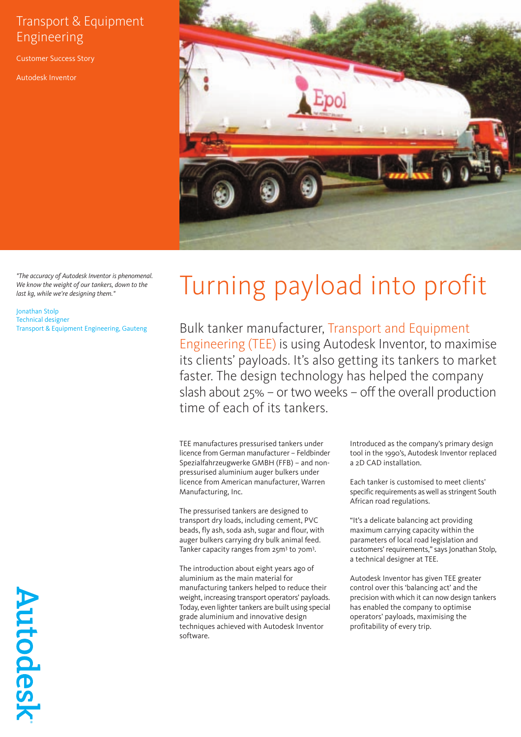Transport & Equipment Engineering

Customer Success Story

Autodesk Inventor

*"The accuracy of Autodesk Inventor is phenomenal. We know the weight of our tankers, down to the last kg, while we're designing them."*

Jonathan Stolp
Technical designer
Transport & Equipment Engineering, Gauteng

# Turning payload into profit

Bulk tanker manufacturer, Transport and Equipment Engineering (TEE) is using Autodesk Inventor, to maximise its clients' payloads. It's also getting its tankers to market faster. The design technology has helped the company slash about 25% – or two weeks – off the overall production time of each of its tankers.

TEE manufactures pressurised tankers under licence from German manufacturer – Feldbinder Spezialfahrzeugwerke GMBH (FFB) – and non-pressurised aluminium auger bulkers under licence from American manufacturer, Warren Manufacturing, Inc.

The pressurised tankers are designed to transport dry loads, including cement, PVC beads, fly ash, soda ash, sugar and flour, with auger bulkers carrying dry bulk animal feed. Tanker capacity ranges from 25m³ to 70m³.

The introduction about eight years ago of aluminium as the main material for manufacturing tankers helped to reduce their weight, increasing transport operators' payloads. Today, even lighter tankers are built using special grade aluminium and innovative design techniques achieved with Autodesk Inventor software.

Introduced as the company's primary design tool in the 1990's, Autodesk Inventor replaced a 2D CAD installation.

Each tanker is customised to meet clients' specific requirements as well as stringent South African road regulations.

"It's a delicate balancing act providing maximum carrying capacity within the parameters of local road legislation and customers' requirements," says Jonathan Stolp, a technical designer at TEE.

Autodesk Inventor has given TEE greater control over this 'balancing act' and the precision with which it can now design tankers has enabled the company to optimise operators' payloads, maximising the profitability of every trip.

Autodesk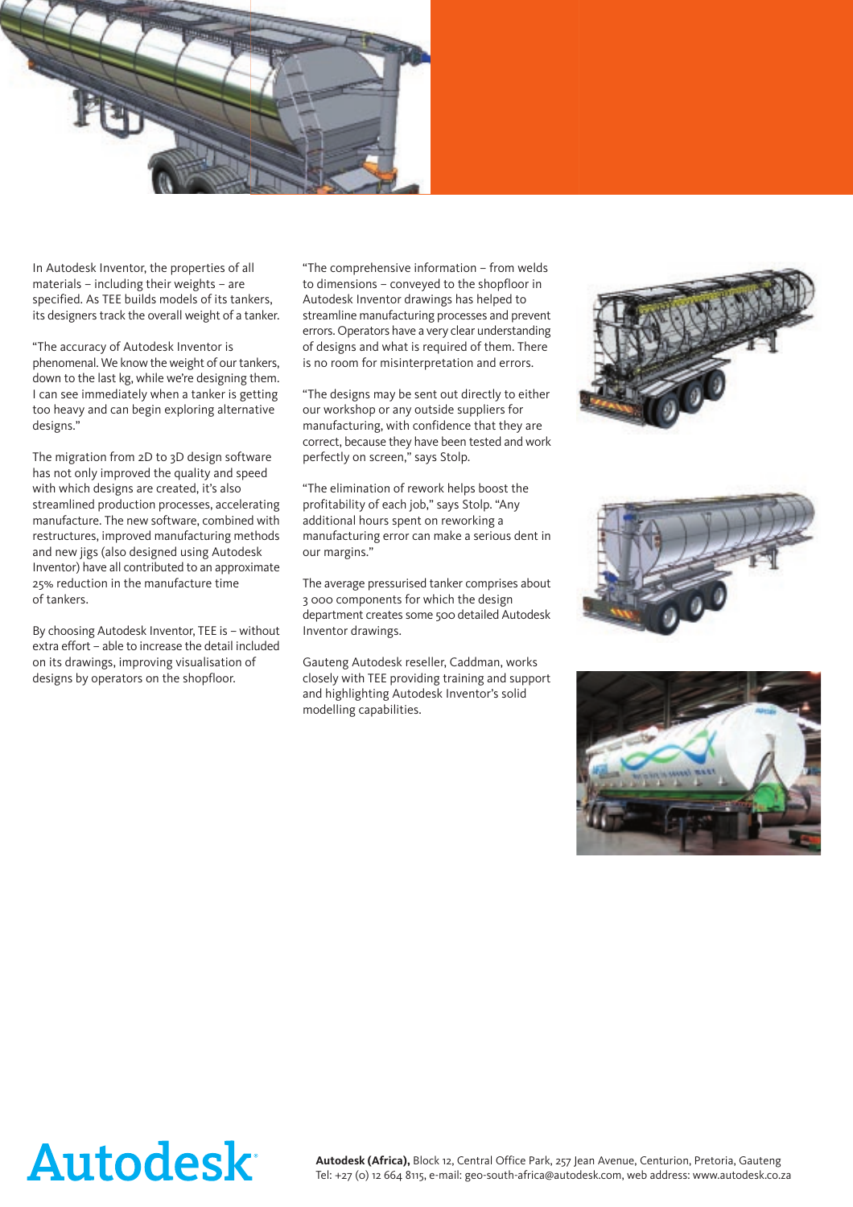In Autodesk Inventor, the properties of all materials – including their weights – are specified. As TEE builds models of its tankers, its designers track the overall weight of a tanker.

"The accuracy of Autodesk Inventor is phenomenal. We know the weight of our tankers, down to the last kg, while we're designing them. I can see immediately when a tanker is getting too heavy and can begin exploring alternative designs."

The migration from 2D to 3D design software has not only improved the quality and speed with which designs are created, it's also streamlined production processes, accelerating manufacture. The new software, combined with restructures, improved manufacturing methods and new jigs (also designed using Autodesk Inventor) have all contributed to an approximate 25% reduction in the manufacture time of tankers.

By choosing Autodesk Inventor, TEE is – without extra effort – able to increase the detail included on its drawings, improving visualisation of designs by operators on the shopfloor.

"The comprehensive information – from welds to dimensions – conveyed to the shopfloor in Autodesk Inventor drawings has helped to streamline manufacturing processes and prevent errors. Operators have a very clear understanding of designs and what is required of them. There is no room for misinterpretation and errors.

"The designs may be sent out directly to either our workshop or any outside suppliers for manufacturing, with confidence that they are correct, because they have been tested and work perfectly on screen," says Stolp.

"The elimination of rework helps boost the profitability of each job," says Stolp. "Any additional hours spent on reworking a manufacturing error can make a serious dent in our margins."

The average pressurised tanker comprises about 3 000 components for which the design department creates some 500 detailed Autodesk Inventor drawings.

Gauteng Autodesk reseller, Caddman, works closely with TEE providing training and support and highlighting Autodesk Inventor's solid modelling capabilities.

Autodesk

**Autodesk (Africa),** Block 12, Central Office Park, 257 Jean Avenue, Centurion, Pretoria, Gauteng
Tel: +27 (0) 12 664 8115, e-mail: geo-south-africa@autodesk.com, web address: www.autodesk.co.za